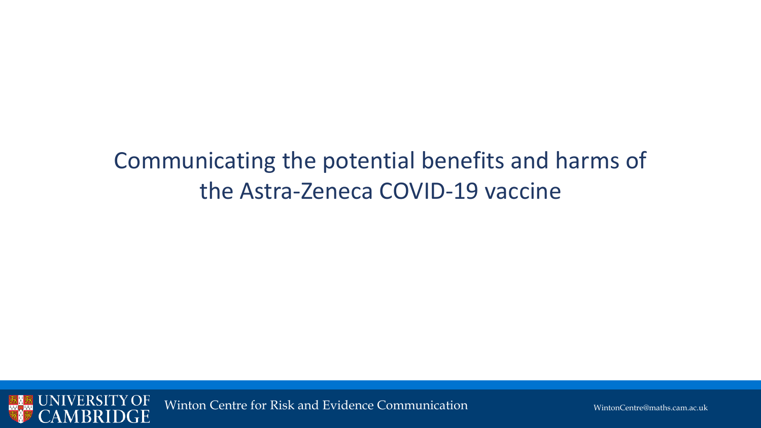# Communicating the potential benefits and harms of the Astra-Zeneca COVID-19 vaccine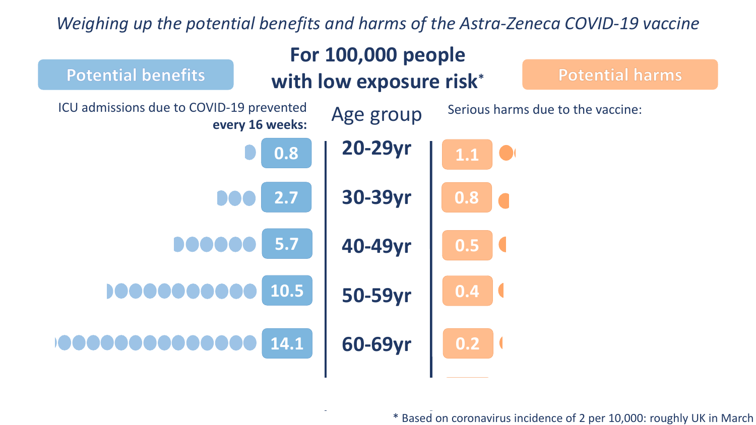*Weighing up the potential benefits and harms of the Astra-Zeneca COVID-19 vaccine*

# For 100,000 people with low exposure risk*

| Potential benefits: ICU admissions due to COVID-19 prevented **every 16 weeks:** | Age group | Potential harms: Serious harms due to the vaccine: |
|---|---|---|
| 0.8 | **20-29yr** | 1.1 |
| 2.7 | **30-39yr** | 0.8 |
| 5.7 | **40-49yr** | 0.5 |
| 10.5 | **50-59yr** | 0.4 |
| 14.1 | **60-69yr** | 0.2 |

\* Based on coronavirus incidence of 2 per 10,000: roughly UK in March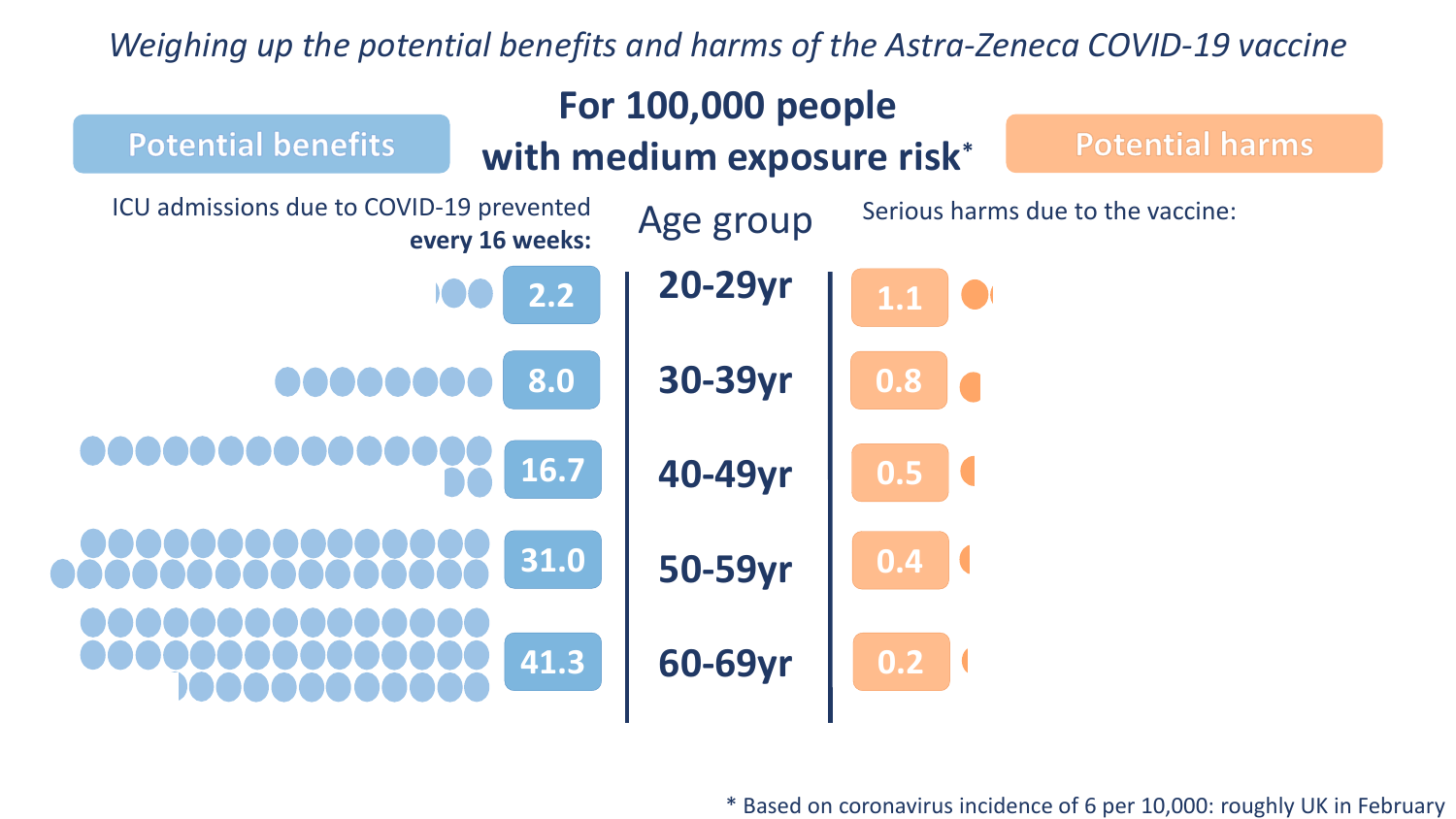*Weighing up the potential benefits and harms of the Astra-Zeneca COVID-19 vaccine*

## For 100,000 people with medium exposure risk*

| Potential benefits: ICU admissions due to COVID-19 prevented **every 16 weeks:** | Age group | Potential harms: Serious harms due to the vaccine: |
|---|---|---|
| 2.2 | **20-29yr** | 1.1 |
| 8.0 | **30-39yr** | 0.8 |
| 16.7 | **40-49yr** | 0.5 |
| 31.0 | **50-59yr** | 0.4 |
| 41.3 | **60-69yr** | 0.2 |

\* Based on coronavirus incidence of 6 per 10,000: roughly UK in February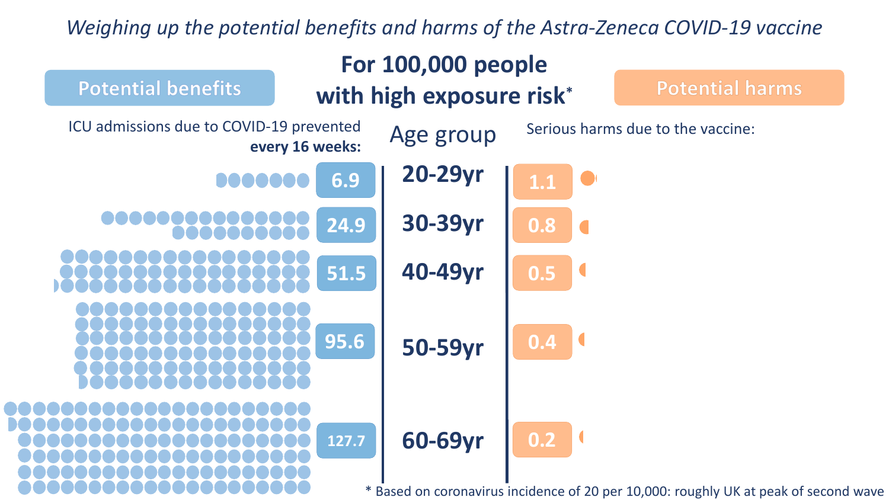*Weighing up the potential benefits and harms of the Astra-Zeneca COVID-19 vaccine*

# For 100,000 people with high exposure risk*

| Potential benefits: ICU admissions due to COVID-19 prevented **every 16 weeks:** | Age group | Potential harms: Serious harms due to the vaccine: |
|---|---|---|
| 6.9 | 20-29yr | 1.1 |
| 24.9 | 30-39yr | 0.8 |
| 51.5 | 40-49yr | 0.5 |
| 95.6 | 50-59yr | 0.4 |
| 127.7 | 60-69yr | 0.2 |

\* Based on coronavirus incidence of 20 per 10,000: roughly UK at peak of second wave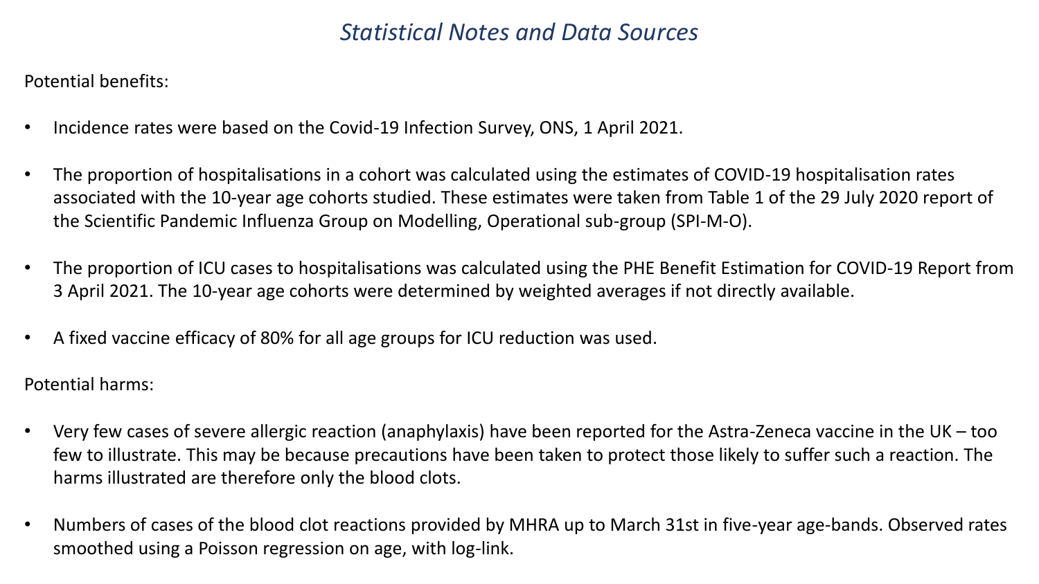# *Statistical Notes and Data Sources*

Potential benefits:

- Incidence rates were based on the Covid-19 Infection Survey, ONS, 1 April 2021.
- The proportion of hospitalisations in a cohort was calculated using the estimates of COVID-19 hospitalisation rates associated with the 10-year age cohorts studied. These estimates were taken from Table 1 of the 29 July 2020 report of the Scientific Pandemic Influenza Group on Modelling, Operational sub-group (SPI-M-O).
- The proportion of ICU cases to hospitalisations was calculated using the PHE Benefit Estimation for COVID-19 Report from 3 April 2021. The 10-year age cohorts were determined by weighted averages if not directly available.
- A fixed vaccine efficacy of 80% for all age groups for ICU reduction was used.

Potential harms:

- Very few cases of severe allergic reaction (anaphylaxis) have been reported for the Astra-Zeneca vaccine in the UK – too few to illustrate. This may be because precautions have been taken to protect those likely to suffer such a reaction. The harms illustrated are therefore only the blood clots.
- Numbers of cases of the blood clot reactions provided by MHRA up to March 31st in five-year age-bands. Observed rates smoothed using a Poisson regression on age, with log-link.